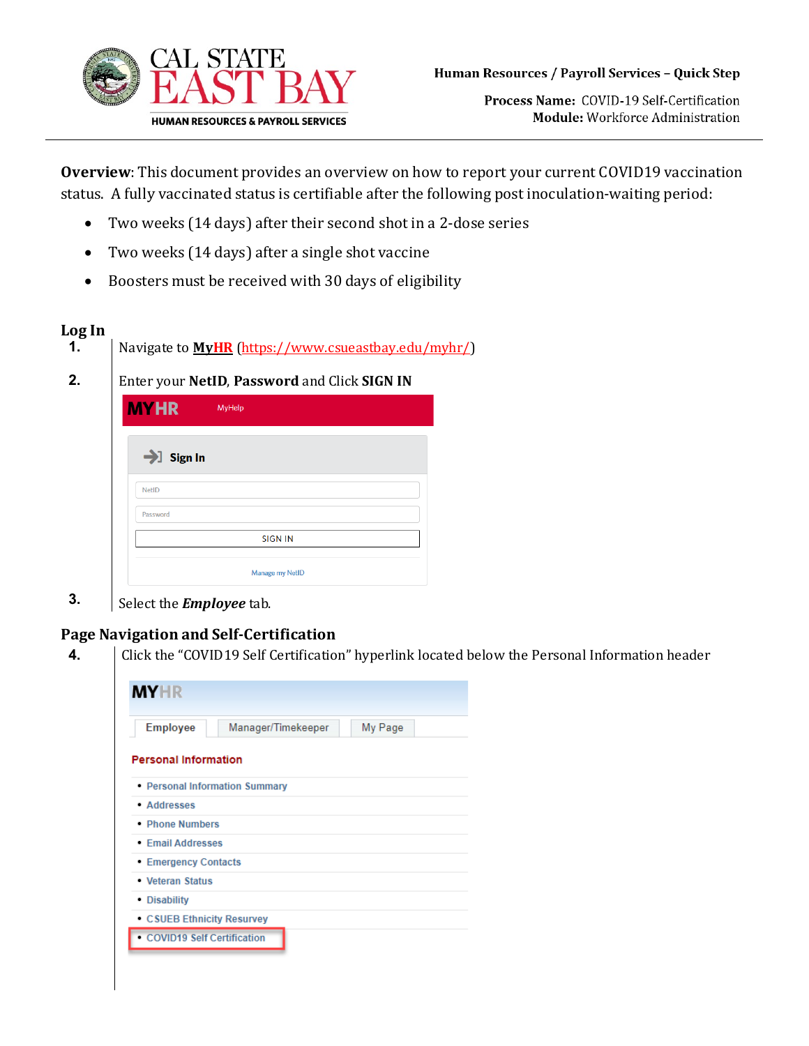CAL STATE EAST BAY
HUMAN RESOURCES & PAYROLL SERVICES

**Human Resources / Payroll Services – Quick Step**

**Process Name:** COVID-19 Self-Certification
**Module:** Workforce Administration

**Overview**: This document provides an overview on how to report your current COVID19 vaccination status. A fully vaccinated status is certifiable after the following post inoculation-waiting period:

- Two weeks (14 days) after their second shot in a 2-dose series
- Two weeks (14 days) after a single shot vaccine
- Boosters must be received with 30 days of eligibility

## Log In

1. Navigate to **MyHR** (https://www.csueastbay.edu/myhr/)
2. Enter your **NetID**, **Password** and Click **SIGN IN**

   MYHR MyHelp

   Sign In

   NetID

   Password

   SIGN IN

   Manage my NetID

3. Select the ***Employee*** tab.

## Page Navigation and Self-Certification

4. Click the "COVID19 Self Certification" hyperlink located below the Personal Information header

   MYHR

   Employee | Manager/Timekeeper | My Page

   Personal Information

   - Personal Information Summary
   - Addresses
   - Phone Numbers
   - Email Addresses
   - Emergency Contacts
   - Veteran Status
   - Disability
   - CSUEB Ethnicity Resurvey
   - COVID19 Self Certification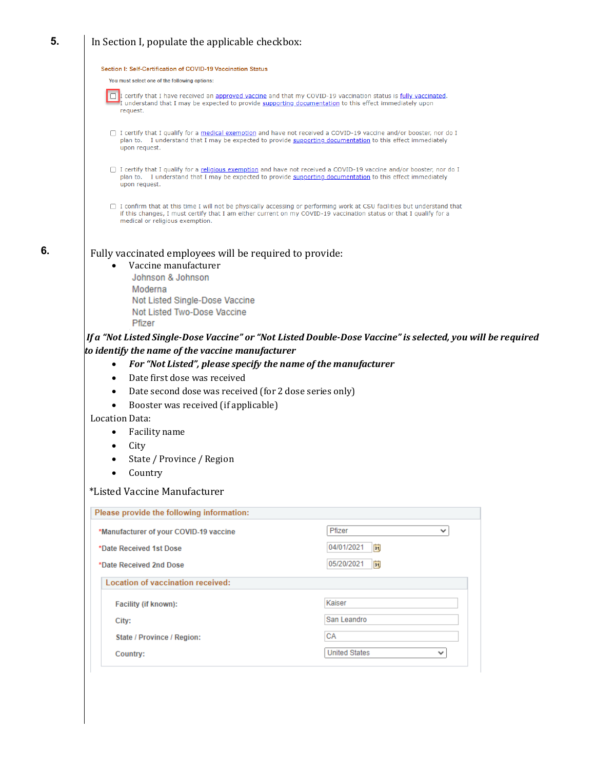5. In Section I, populate the applicable checkbox:

**Section I: Self-Certification of COVID-19 Vaccination Status**

You must select one of the following options:

- [ ] I certify that I have received an approved vaccine and that my COVID-19 vaccination status is fully vaccinated. I understand that I may be expected to provide supporting documentation to this effect immediately upon request.
- [ ] I certify that I qualify for a medical exemption and have not received a COVID-19 vaccine and/or booster, nor do I plan to. I understand that I may be expected to provide supporting documentation to this effect immediately upon request.
- [ ] I certify that I qualify for a religious exemption and have not received a COVID-19 vaccine and/or booster, nor do I plan to. I understand that I may be expected to provide supporting documentation to this effect immediately upon request.
- [ ] I confirm that at this time I will not be physically accessing or performing work at CSU facilities but understand that if this changes, I must certify that I am either current on my COVID-19 vaccination status or that I qualify for a medical or religious exemption.

6. Fully vaccinated employees will be required to provide:

- Vaccine manufacturer
  - Johnson & Johnson
  - Moderna
  - Not Listed Single-Dose Vaccine
  - Not Listed Two-Dose Vaccine
  - Pfizer

***If a "Not Listed Single-Dose Vaccine" or "Not Listed Double-Dose Vaccine" is selected, you will be required to identify the name of the vaccine manufacturer***

- ***For "Not Listed", please specify the name of the manufacturer***
- Date first dose was received
- Date second dose was received (for 2 dose series only)
- Booster was received (if applicable)

Location Data:

- Facility name
- City
- State / Province / Region
- Country

*Listed Vaccine Manufacturer

**Please provide the following information:**

| | |
|---|---|
| *Manufacturer of your COVID-19 vaccine | Pfizer |
| *Date Received 1st Dose | 04/01/2021 |
| *Date Received 2nd Dose | 05/20/2021 |

**Location of vaccination received:**

| | |
|---|---|
| Facility (if known): | Kaiser |
| City: | San Leandro |
| State / Province / Region: | CA |
| Country: | United States |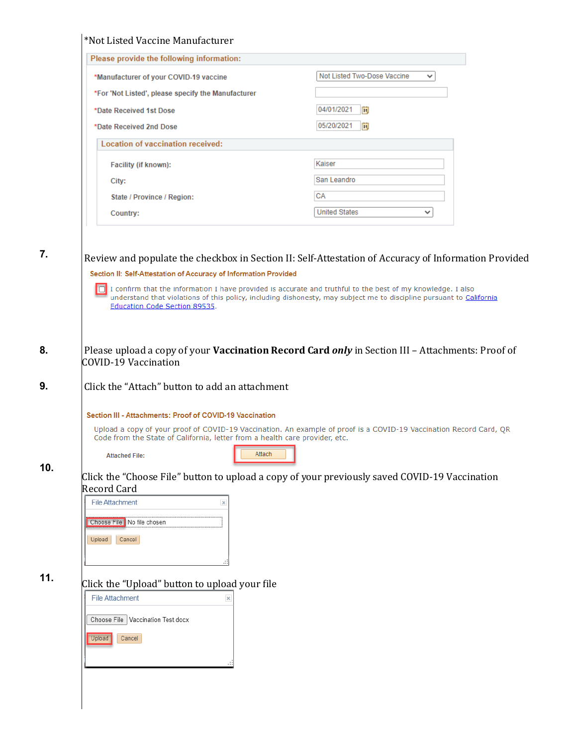*Not Listed Vaccine Manufacturer

**Please provide the following information:**

| | |
|---|---|
| *Manufacturer of your COVID-19 vaccine | Not Listed Two-Dose Vaccine |
| *For 'Not Listed', please specify the Manufacturer | |
| *Date Received 1st Dose | 04/01/2021 |
| *Date Received 2nd Dose | 05/20/2021 |

**Location of vaccination received:**

| | |
|---|---|
| Facility (if known): | Kaiser |
| City: | San Leandro |
| State / Province / Region: | CA |
| Country: | United States |

7. Review and populate the checkbox in Section II: Self-Attestation of Accuracy of Information Provided

**Section II: Self-Attestation of Accuracy of Information Provided**

☐ I confirm that the information I have provided is accurate and truthful to the best of my knowledge. I also understand that violations of this policy, including dishonesty, may subject me to discipline pursuant to California Education Code Section 89535.

8. Please upload a copy of your **Vaccination Record Card *only*** in Section III – Attachments: Proof of COVID-19 Vaccination

9. Click the "Attach" button to add an attachment

**Section III - Attachments: Proof of COVID-19 Vaccination**

Upload a copy of your proof of COVID-19 Vaccination. An example of proof is a COVID-19 Vaccination Record Card, QR Code from the State of California, letter from a health care provider, etc.

Attached File: Attach

10. Click the "Choose File" button to upload a copy of your previously saved COVID-19 Vaccination Record Card

File Attachment

Choose File No file chosen

Upload Cancel

11. Click the "Upload" button to upload your file

File Attachment

Choose File Vaccination Test.docx

Upload Cancel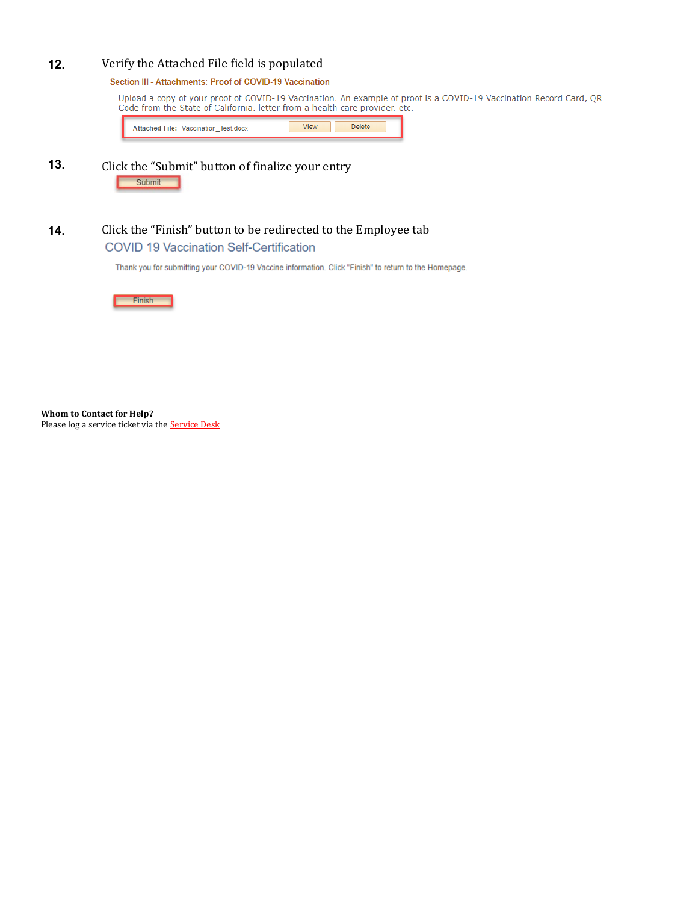**12.** Verify the Attached File field is populated

Section III - Attachments: Proof of COVID-19 Vaccination

Upload a copy of your proof of COVID-19 Vaccination. An example of proof is a COVID-19 Vaccination Record Card, QR Code from the State of California, letter from a health care provider, etc.

Attached File: Vaccination_Test.docx View Delete

**13.** Click the "Submit" button of finalize your entry

Submit

**14.** Click the "Finish" button to be redirected to the Employee tab

COVID 19 Vaccination Self-Certification

Thank you for submitting your COVID-19 Vaccine information. Click "Finish" to return to the Homepage.

Finish

**Whom to Contact for Help?**
Please log a service ticket via the Service Desk